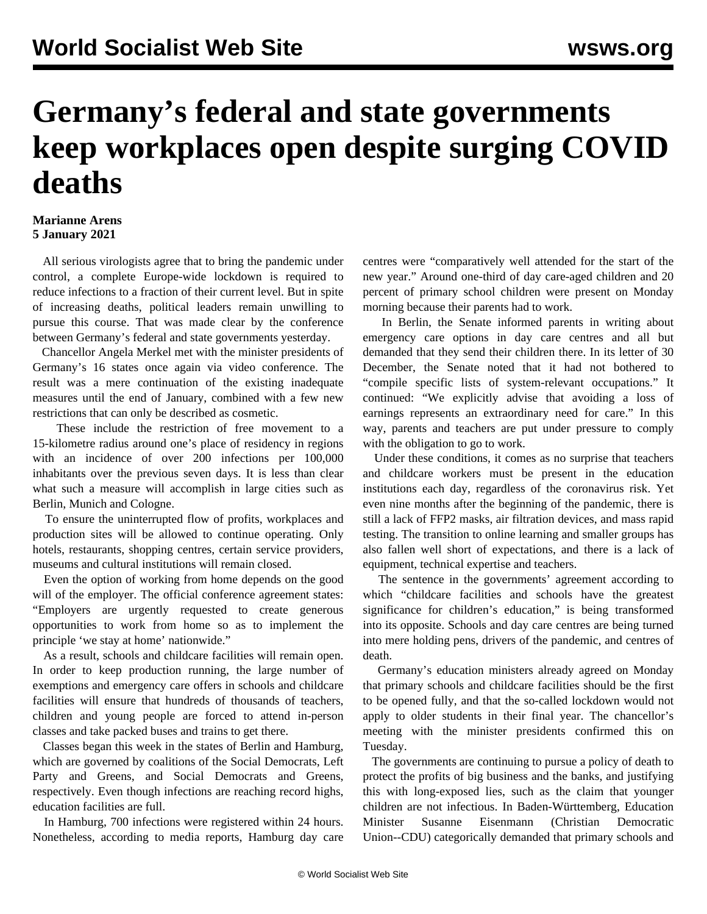# Germany's federal and state governments keep workplaces open despite surging COVID deaths

**Marianne Arens**
**5 January 2021**

All serious virologists agree that to bring the pandemic under control, a complete Europe-wide lockdown is required to reduce infections to a fraction of their current level. But in spite of increasing deaths, political leaders remain unwilling to pursue this course. That was made clear by the conference between Germany's federal and state governments yesterday.

Chancellor Angela Merkel met with the minister presidents of Germany's 16 states once again via video conference. The result was a mere continuation of the existing inadequate measures until the end of January, combined with a few new restrictions that can only be described as cosmetic.

These include the restriction of free movement to a 15-kilometre radius around one's place of residency in regions with an incidence of over 200 infections per 100,000 inhabitants over the previous seven days. It is less than clear what such a measure will accomplish in large cities such as Berlin, Munich and Cologne.

To ensure the uninterrupted flow of profits, workplaces and production sites will be allowed to continue operating. Only hotels, restaurants, shopping centres, certain service providers, museums and cultural institutions will remain closed.

Even the option of working from home depends on the good will of the employer. The official conference agreement states: "Employers are urgently requested to create generous opportunities to work from home so as to implement the principle 'we stay at home' nationwide."

As a result, schools and childcare facilities will remain open. In order to keep production running, the large number of exemptions and emergency care offers in schools and childcare facilities will ensure that hundreds of thousands of teachers, children and young people are forced to attend in-person classes and take packed buses and trains to get there.

Classes began this week in the states of Berlin and Hamburg, which are governed by coalitions of the Social Democrats, Left Party and Greens, and Social Democrats and Greens, respectively. Even though infections are reaching record highs, education facilities are full.

In Hamburg, 700 infections were registered within 24 hours. Nonetheless, according to media reports, Hamburg day care centres were "comparatively well attended for the start of the new year." Around one-third of day care-aged children and 20 percent of primary school children were present on Monday morning because their parents had to work.

In Berlin, the Senate informed parents in writing about emergency care options in day care centres and all but demanded that they send their children there. In its letter of 30 December, the Senate noted that it had not bothered to "compile specific lists of system-relevant occupations." It continued: "We explicitly advise that avoiding a loss of earnings represents an extraordinary need for care." In this way, parents and teachers are put under pressure to comply with the obligation to go to work.

Under these conditions, it comes as no surprise that teachers and childcare workers must be present in the education institutions each day, regardless of the coronavirus risk. Yet even nine months after the beginning of the pandemic, there is still a lack of FFP2 masks, air filtration devices, and mass rapid testing. The transition to online learning and smaller groups has also fallen well short of expectations, and there is a lack of equipment, technical expertise and teachers.

The sentence in the governments' agreement according to which "childcare facilities and schools have the greatest significance for children's education," is being transformed into its opposite. Schools and day care centres are being turned into mere holding pens, drivers of the pandemic, and centres of death.

Germany's education ministers already agreed on Monday that primary schools and childcare facilities should be the first to be opened fully, and that the so-called lockdown would not apply to older students in their final year. The chancellor's meeting with the minister presidents confirmed this on Tuesday.

The governments are continuing to pursue a policy of death to protect the profits of big business and the banks, and justifying this with long-exposed lies, such as the claim that younger children are not infectious. In Baden-Württemberg, Education Minister Susanne Eisenmann (Christian Democratic Union--CDU) categorically demanded that primary schools and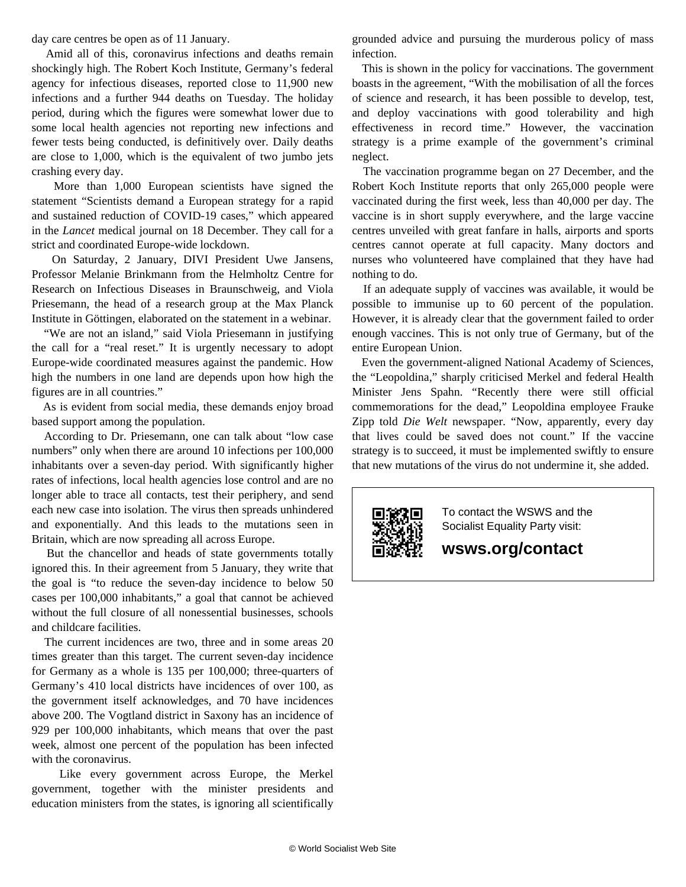day care centres be open as of 11 January.

Amid all of this, coronavirus infections and deaths remain shockingly high. The Robert Koch Institute, Germany's federal agency for infectious diseases, reported close to 11,900 new infections and a further 944 deaths on Tuesday. The holiday period, during which the figures were somewhat lower due to some local health agencies not reporting new infections and fewer tests being conducted, is definitively over. Daily deaths are close to 1,000, which is the equivalent of two jumbo jets crashing every day.

More than 1,000 European scientists have signed the statement "Scientists demand a European strategy for a rapid and sustained reduction of COVID-19 cases," which appeared in the *Lancet* medical journal on 18 December. They call for a strict and coordinated Europe-wide lockdown.

On Saturday, 2 January, DIVI President Uwe Jansens, Professor Melanie Brinkmann from the Helmholtz Centre for Research on Infectious Diseases in Braunschweig, and Viola Priesemann, the head of a research group at the Max Planck Institute in Göttingen, elaborated on the statement in a webinar.

"We are not an island," said Viola Priesemann in justifying the call for a "real reset." It is urgently necessary to adopt Europe-wide coordinated measures against the pandemic. How high the numbers in one land are depends upon how high the figures are in all countries."

As is evident from social media, these demands enjoy broad based support among the population.

According to Dr. Priesemann, one can talk about "low case numbers" only when there are around 10 infections per 100,000 inhabitants over a seven-day period. With significantly higher rates of infections, local health agencies lose control and are no longer able to trace all contacts, test their periphery, and send each new case into isolation. The virus then spreads unhindered and exponentially. And this leads to the mutations seen in Britain, which are now spreading all across Europe.

But the chancellor and heads of state governments totally ignored this. In their agreement from 5 January, they write that the goal is "to reduce the seven-day incidence to below 50 cases per 100,000 inhabitants," a goal that cannot be achieved without the full closure of all nonessential businesses, schools and childcare facilities.

The current incidences are two, three and in some areas 20 times greater than this target. The current seven-day incidence for Germany as a whole is 135 per 100,000; three-quarters of Germany's 410 local districts have incidences of over 100, as the government itself acknowledges, and 70 have incidences above 200. The Vogtland district in Saxony has an incidence of 929 per 100,000 inhabitants, which means that over the past week, almost one percent of the population has been infected with the coronavirus.

Like every government across Europe, the Merkel government, together with the minister presidents and education ministers from the states, is ignoring all scientifically grounded advice and pursuing the murderous policy of mass infection.

This is shown in the policy for vaccinations. The government boasts in the agreement, "With the mobilisation of all the forces of science and research, it has been possible to develop, test, and deploy vaccinations with good tolerability and high effectiveness in record time." However, the vaccination strategy is a prime example of the government's criminal neglect.

The vaccination programme began on 27 December, and the Robert Koch Institute reports that only 265,000 people were vaccinated during the first week, less than 40,000 per day. The vaccine is in short supply everywhere, and the large vaccine centres unveiled with great fanfare in halls, airports and sports centres cannot operate at full capacity. Many doctors and nurses who volunteered have complained that they have had nothing to do.

If an adequate supply of vaccines was available, it would be possible to immunise up to 60 percent of the population. However, it is already clear that the government failed to order enough vaccines. This is not only true of Germany, but of the entire European Union.

Even the government-aligned National Academy of Sciences, the "Leopoldina," sharply criticised Merkel and federal Health Minister Jens Spahn. "Recently there were still official commemorations for the dead," Leopoldina employee Frauke Zipp told *Die Welt* newspaper. "Now, apparently, every day that lives could be saved does not count." If the vaccine strategy is to succeed, it must be implemented swiftly to ensure that new mutations of the virus do not undermine it, she added.

To contact the WSWS and the Socialist Equality Party visit:

**wsws.org/contact**